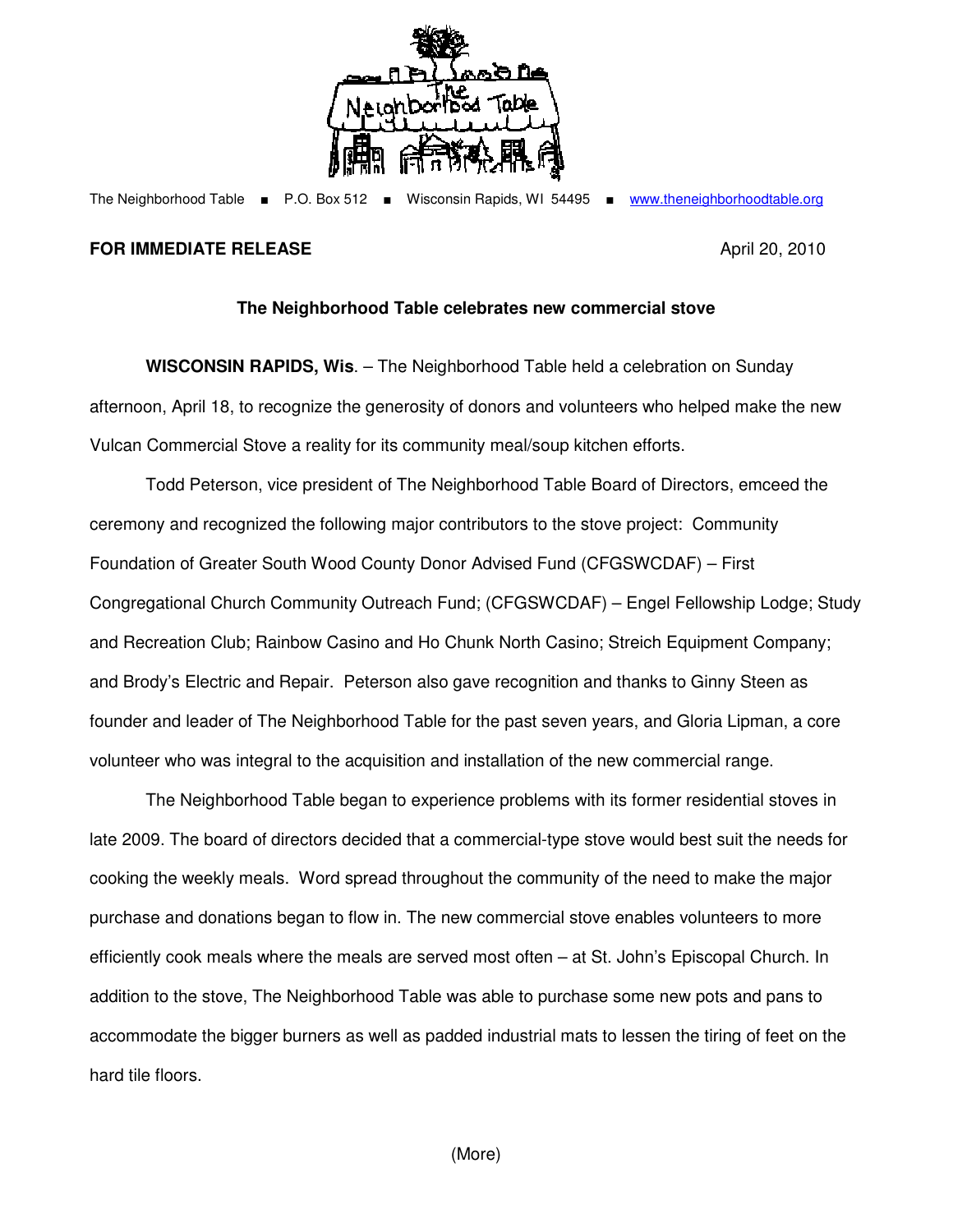The Neighborhood Table ■ P.O. Box 512 ■ Wisconsin Rapids, WI 54495 ■ www.theneighborhoodtable.org

**FOR IMMEDIATE RELEASE** April 20, 2010

**The Neighborhood Table celebrates new commercial stove**

**WISCONSIN RAPIDS, Wis**. – The Neighborhood Table held a celebration on Sunday afternoon, April 18, to recognize the generosity of donors and volunteers who helped make the new Vulcan Commercial Stove a reality for its community meal/soup kitchen efforts.

Todd Peterson, vice president of The Neighborhood Table Board of Directors, emceed the ceremony and recognized the following major contributors to the stove project: Community Foundation of Greater South Wood County Donor Advised Fund (CFGSWCDAF) – First Congregational Church Community Outreach Fund; (CFGSWCDAF) – Engel Fellowship Lodge; Study and Recreation Club; Rainbow Casino and Ho Chunk North Casino; Streich Equipment Company; and Brody's Electric and Repair. Peterson also gave recognition and thanks to Ginny Steen as founder and leader of The Neighborhood Table for the past seven years, and Gloria Lipman, a core volunteer who was integral to the acquisition and installation of the new commercial range.

The Neighborhood Table began to experience problems with its former residential stoves in late 2009. The board of directors decided that a commercial-type stove would best suit the needs for cooking the weekly meals. Word spread throughout the community of the need to make the major purchase and donations began to flow in. The new commercial stove enables volunteers to more efficiently cook meals where the meals are served most often – at St. John's Episcopal Church. In addition to the stove, The Neighborhood Table was able to purchase some new pots and pans to accommodate the bigger burners as well as padded industrial mats to lessen the tiring of feet on the hard tile floors.

(More)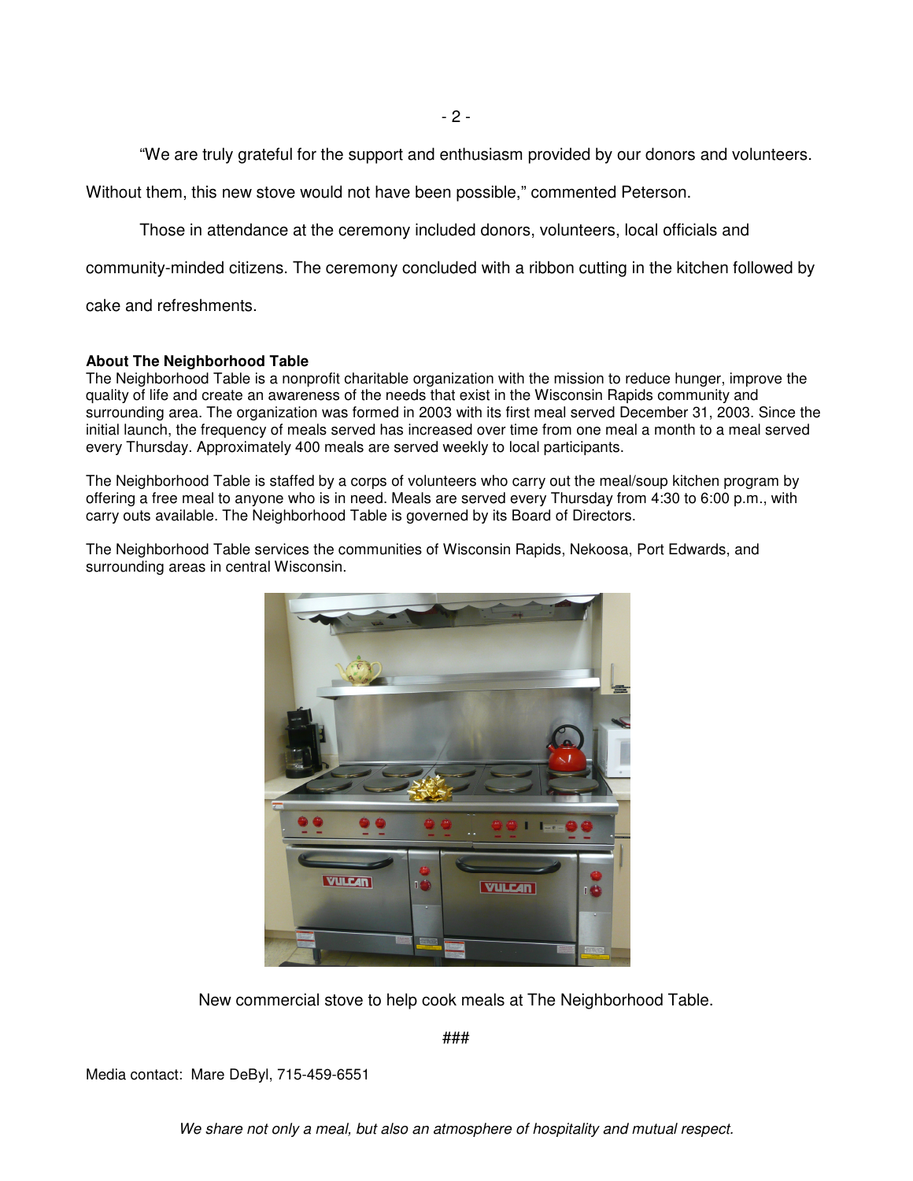"We are truly grateful for the support and enthusiasm provided by our donors and volunteers. Without them, this new stove would not have been possible," commented Peterson.

Those in attendance at the ceremony included donors, volunteers, local officials and community-minded citizens. The ceremony concluded with a ribbon cutting in the kitchen followed by cake and refreshments.

**About The Neighborhood Table**

The Neighborhood Table is a nonprofit charitable organization with the mission to reduce hunger, improve the quality of life and create an awareness of the needs that exist in the Wisconsin Rapids community and surrounding area. The organization was formed in 2003 with its first meal served December 31, 2003. Since the initial launch, the frequency of meals served has increased over time from one meal a month to a meal served every Thursday. Approximately 400 meals are served weekly to local participants.

The Neighborhood Table is staffed by a corps of volunteers who carry out the meal/soup kitchen program by offering a free meal to anyone who is in need. Meals are served every Thursday from 4:30 to 6:00 p.m., with carry outs available. The Neighborhood Table is governed by its Board of Directors.

The Neighborhood Table services the communities of Wisconsin Rapids, Nekoosa, Port Edwards, and surrounding areas in central Wisconsin.

New commercial stove to help cook meals at The Neighborhood Table.

###

Media contact: Mare DeByl, 715-459-6551

*We share not only a meal, but also an atmosphere of hospitality and mutual respect.*